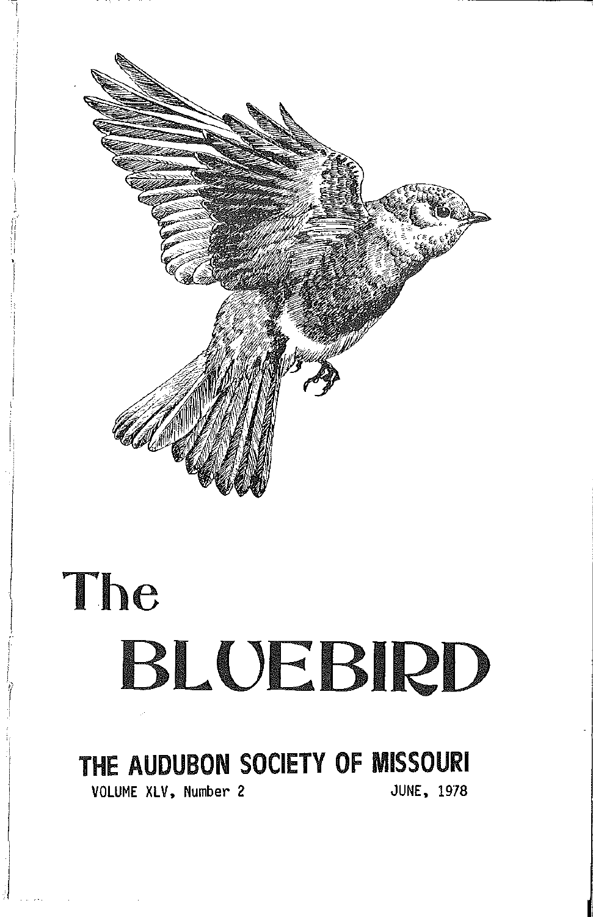# The BLUEBIRD

## THE AUDUBON SOCIETY OF MISSOURI

VOLUME XLV, Number 2 JUNE, 1978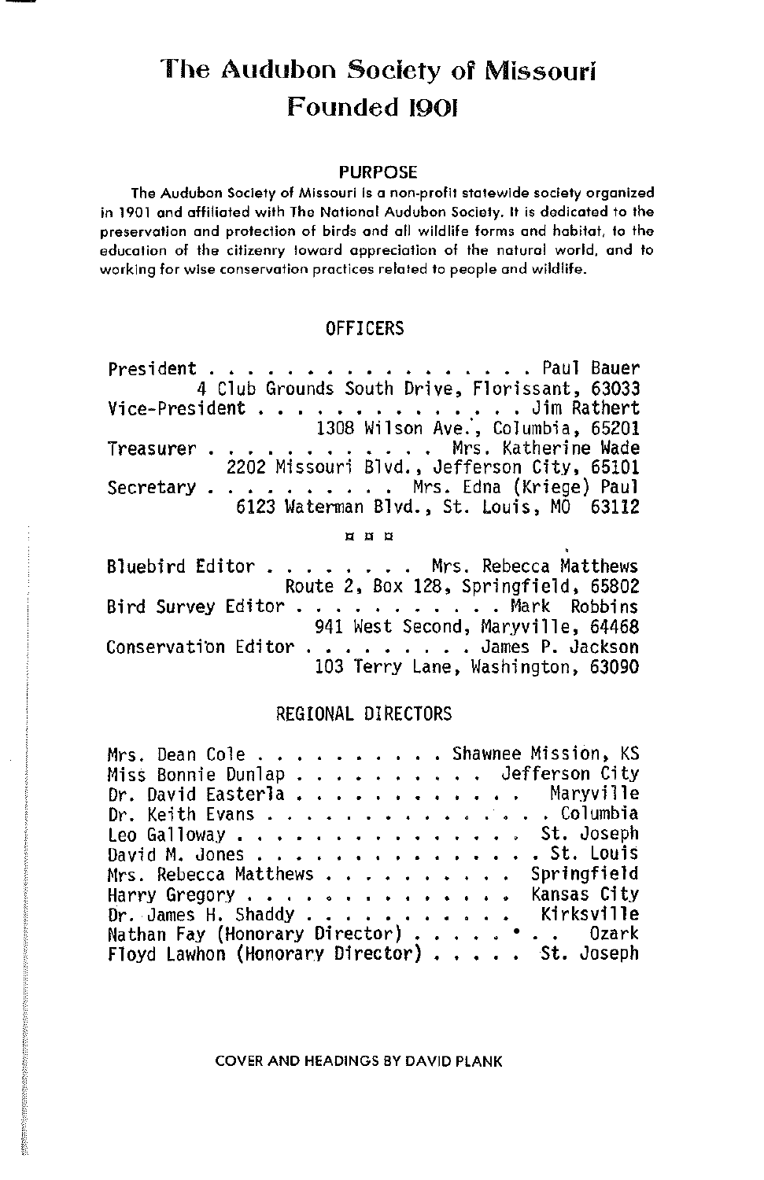# The Audubon Society of Missouri
## Founded 1901

### PURPOSE

The Audubon Society of Missouri is a non-profit statewide society organized in 1901 and affiliated with The National Audubon Society. It is dedicated to the preservation and protection of birds and all wildlife forms and habitat, to the education of the citizenry toward appreciation of the natural world, and to working for wise conservation practices related to people and wildlife.

### OFFICERS

President . . . . . . . . . . . . . . . . . . Paul Bauer
4 Club Grounds South Drive, Florissant, 63033

Vice-President . . . . . . . . . . . . . . Jim Rathert
1308 Wilson Ave., Columbia, 65201

Treasurer . . . . . . . . . . . . Mrs. Katherine Wade
2202 Missouri Blvd., Jefferson City, 65101

Secretary . . . . . . . . . . Mrs. Edna (Kriege) Paul
6123 Waterman Blvd., St. Louis, MO 63112

¤ ¤ ¤

Bluebird Editor . . . . . . . . Mrs. Rebecca Matthews
Route 2, Box 128, Springfield, 65802

Bird Survey Editor . . . . . . . . . . . . Mark Robbins
941 West Second, Maryville, 64468

Conservation Editor . . . . . . . . . . James P. Jackson
103 Terry Lane, Washington, 63090

### REGIONAL DIRECTORS

Mrs. Dean Cole . . . . . . . . . . . Shawnee Mission, KS
Miss Bonnie Dunlap . . . . . . . . . . . Jefferson City
Dr. David Easterla . . . . . . . . . . . . . Maryville
Dr. Keith Evans . . . . . . . . . . . . . . . . Columbia
Leo Galloway . . . . . . . . . . . . . . . . St. Joseph
David M. Jones . . . . . . . . . . . . . . . . St. Louis
Mrs. Rebecca Matthews . . . . . . . . . . . Springfield
Harry Gregory . . . . . . . . . . . . . . . Kansas City
Dr. James H. Shaddy . . . . . . . . . . . . Kirksville
Nathan Fay (Honorary Director) . . . . . . . . Ozark
Floyd Lawhon (Honorary Director) . . . . . St. Joseph

COVER AND HEADINGS BY DAVID PLANK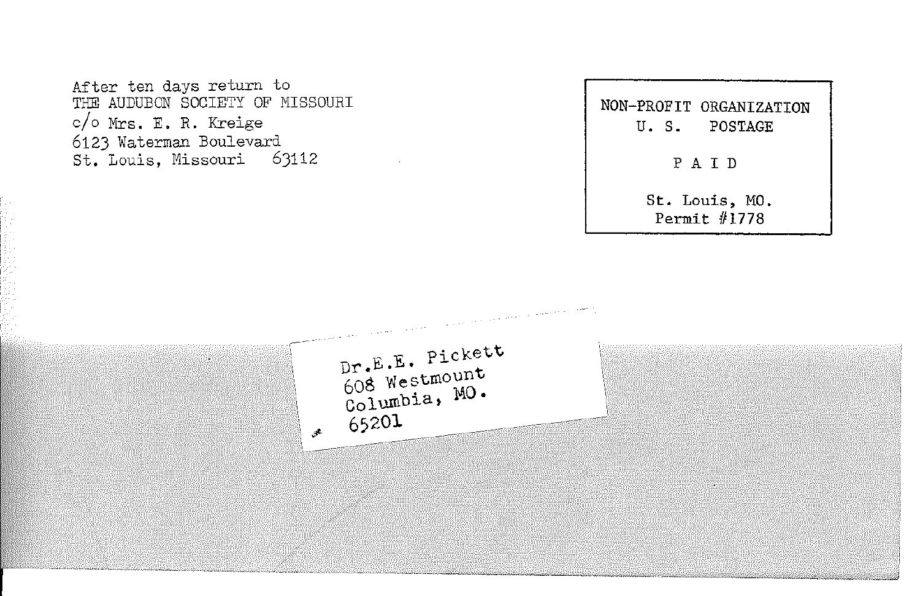After ten days return to
THE AUDUBON SOCIETY OF MISSOURI
c/o Mrs. E. R. Kreige
6123 Waterman Boulevard
St. Louis, Missouri 63112

NON-PROFIT ORGANIZATION
U. S. POSTAGE

P A I D

St. Louis, MO.
Permit #1778

Dr.E.E. Pickett
608 Westmount
Columbia, MO.
65201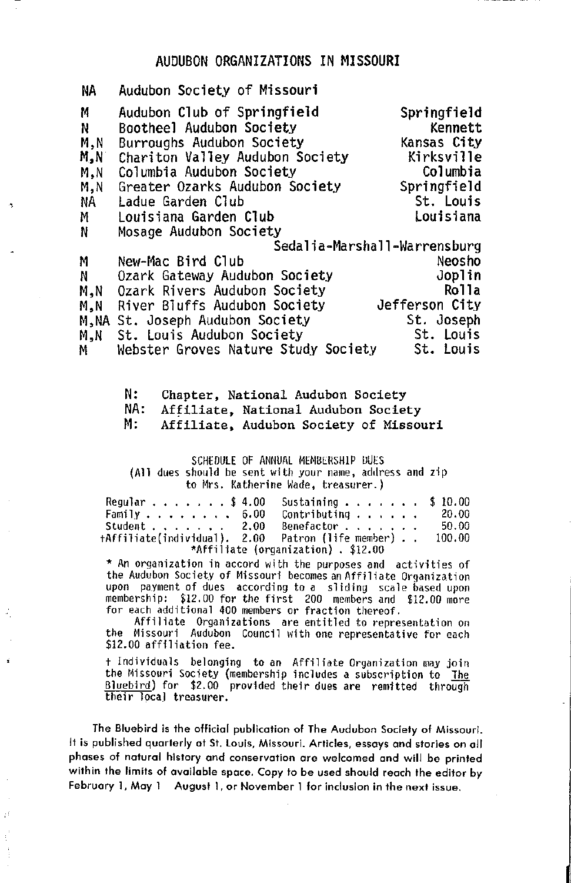# AUDUBON ORGANIZATIONS IN MISSOURI

| | | |
|---|---|---|
| NA | Audubon Society of Missouri | |
| M | Audubon Club of Springfield | Springfield |
| N | Bootheel Audubon Society | Kennett |
| M,N | Burroughs Audubon Society | Kansas City |
| M,N | Chariton Valley Audubon Society | Kirksville |
| M,N | Columbia Audubon Society | Columbia |
| M,N | Greater Ozarks Audubon Society | Springfield |
| NA | Ladue Garden Club | St. Louis |
| M | Louisiana Garden Club | Louisiana |
| N | Mosage Audubon Society | Sedalia-Marshall-Warrensburg |
| M | New-Mac Bird Club | Neosho |
| N | Ozark Gateway Audubon Society | Joplin |
| M,N | Ozark Rivers Audubon Society | Rolla |
| M,N | River Bluffs Audubon Society | Jefferson City |
| M,NA | St. Joseph Audubon Society | St. Joseph |
| M,N | St. Louis Audubon Society | St. Louis |
| M | Webster Groves Nature Study Society | St. Louis |

N: Chapter, National Audubon Society
NA: Affiliate, National Audubon Society
M: Affiliate, Audubon Society of Missouri

## SCHEDULE OF ANNUAL MEMBERSHIP DUES

(All dues should be sent with your name, address and zip to Mrs. Katherine Wade, treasurer.)

| | | | |
|---|---|---|---|
| Regular | $ 4.00 | Sustaining | $ 10.00 |
| Family | 6.00 | Contributing | 20.00 |
| Student | 2.00 | Benefactor | 50.00 |
| †Affiliate (individual) | 2.00 | Patron (life member) | 100.00 |

*Affiliate (organization) . $12.00

\* An organization in accord with the purposes and activities of the Audubon Society of Missouri becomes an Affiliate Organization upon payment of dues according to a sliding scale based upon membership: $12.00 for the first 200 members and $12.00 more for each additional 400 members or fraction thereof.

Affiliate Organizations are entitled to representation on the Missouri Audubon Council with one representative for each $12.00 affiliation fee.

† Individuals belonging to an Affiliate Organization may join the Missouri Society (membership includes a subscription to The Bluebird) for $2.00 provided their dues are remitted through their local treasurer.

The Bluebird is the official publication of The Audubon Society of Missouri. It is published quarterly at St. Louis, Missouri. Articles, essays and stories on all phases of natural history and conservation are welcomed and will be printed within the limits of available space. Copy to be used should reach the editor by February 1, May 1 August 1, or November 1 for inclusion in the next issue.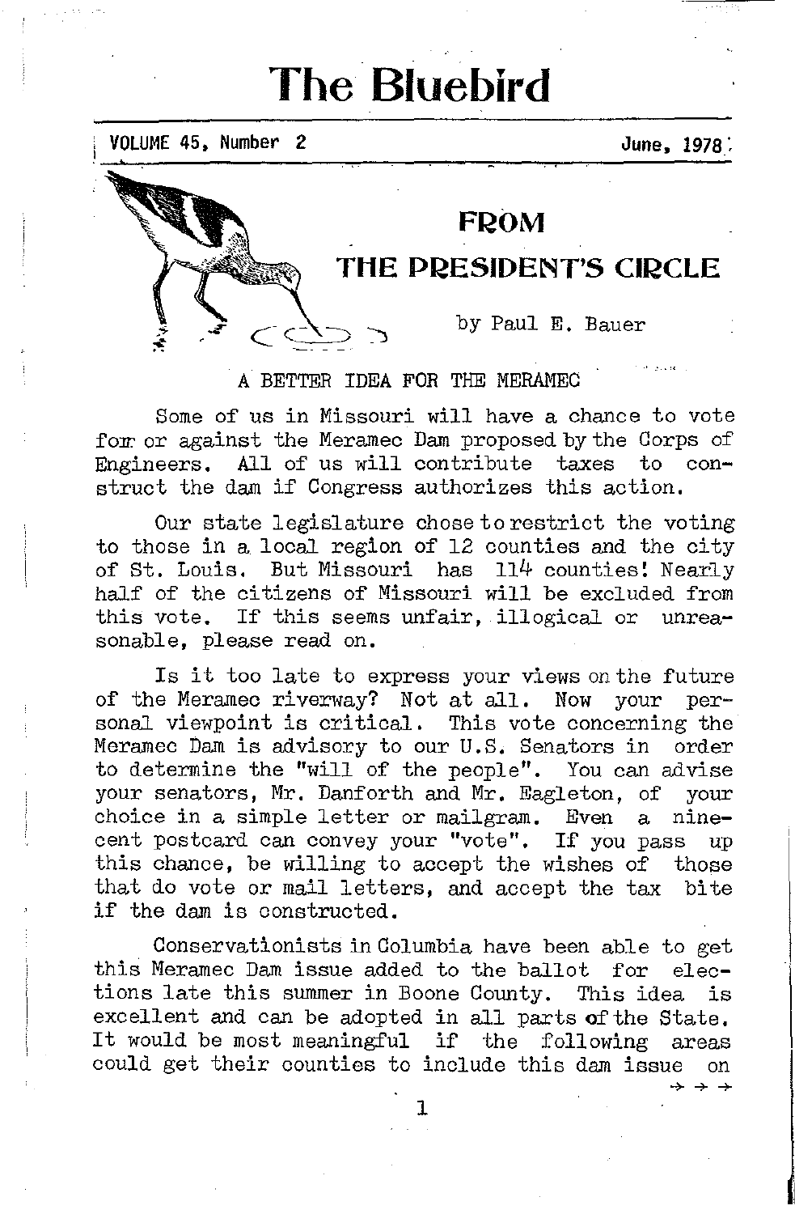# The Bluebird

VOLUME 45, Number 2 June, 1978

## FROM THE PRESIDENT'S CIRCLE

by Paul E. Bauer

### A BETTER IDEA FOR THE MERAMEC

Some of us in Missouri will have a chance to vote for or against the Meramec Dam proposed by the Corps of Engineers. All of us will contribute taxes to construct the dam if Congress authorizes this action.

Our state legislature chose to restrict the voting to those in a local region of 12 counties and the city of St. Louis. But Missouri has 114 counties! Nearly half of the citizens of Missouri will be excluded from this vote. If this seems unfair, illogical or unreasonable, please read on.

Is it too late to express your views on the future of the Meramec riverway? Not at all. Now your personal viewpoint is critical. This vote concerning the Meramec Dam is advisory to our U.S. Senators in order to determine the "will of the people". You can advise your senators, Mr. Danforth and Mr. Eagleton, of your choice in a simple letter or mailgram. Even a nine-cent postcard can convey your "vote". If you pass up this chance, be willing to accept the wishes of those that do vote or mail letters, and accept the tax bite if the dam is constructed.

Conservationists in Columbia have been able to get this Meramec Dam issue added to the ballot for elections late this summer in Boone County. This idea is excellent and can be adopted in all parts of the State. It would be most meaningful if the following areas could get their counties to include this dam issue on

→ → →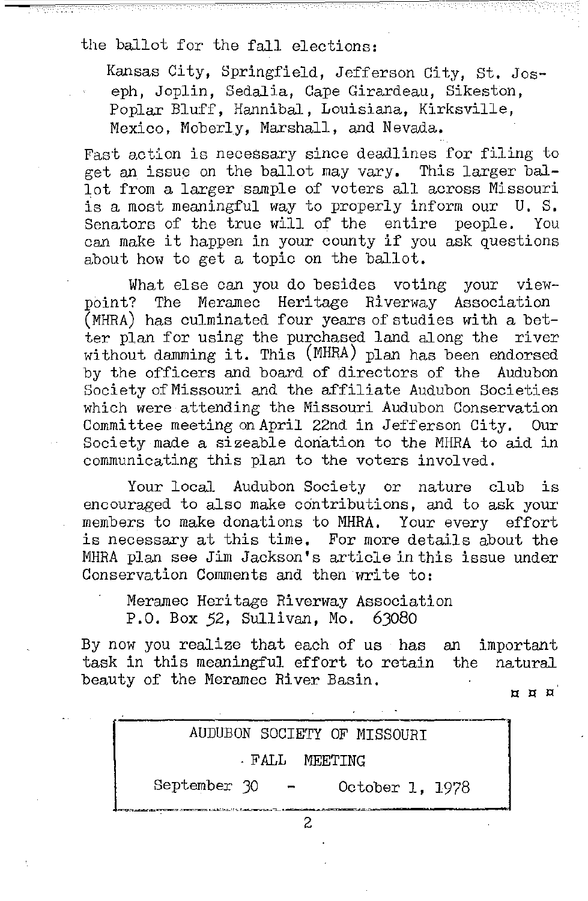the ballot for the fall elections:

> Kansas City, Springfield, Jefferson City, St. Joseph, Joplin, Sedalia, Cape Girardeau, Sikeston, Poplar Bluff, Hannibal, Louisiana, Kirksville, Mexico, Moberly, Marshall, and Nevada.

Fast action is necessary since deadlines for filing to get an issue on the ballot may vary. This larger ballot from a larger sample of voters all across Missouri is a most meaningful way to properly inform our U. S. Senators of the true will of the entire people. You can make it happen in your county if you ask questions about how to get a topic on the ballot.

What else can you do besides voting your viewpoint? The Meramec Heritage Riverway Association (MHRA) has culminated four years of studies with a better plan for using the purchased land along the river without damming it. This (MHRA) plan has been endorsed by the officers and board of directors of the Audubon Society of Missouri and the affiliate Audubon Societies which were attending the Missouri Audubon Conservation Committee meeting on April 22nd in Jefferson City. Our Society made a sizeable donation to the MHRA to aid in communicating this plan to the voters involved.

Your local Audubon Society or nature club is encouraged to also make contributions, and to ask your members to make donations to MHRA. Your every effort is necessary at this time. For more details about the MHRA plan see Jim Jackson's article in this issue under Conservation Comments and then write to:

> Meramec Heritage Riverway Association
> P.O. Box 52, Sullivan, Mo. 63080

By now you realize that each of us has an important task in this meaningful effort to retain the natural beauty of the Meramec River Basin.

¤ ¤ ¤

---

AUDUBON SOCIETY OF MISSOURI

FALL MEETING

September 30 - October 1, 1978

---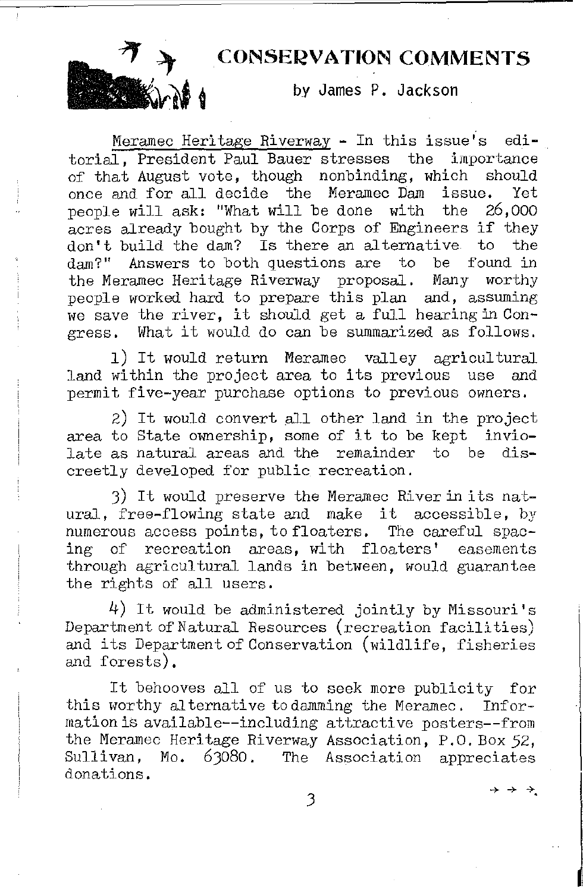# CONSERVATION COMMENTS

by James P. Jackson

Meramec Heritage Riverway - In this issue's editorial, President Paul Bauer stresses the importance of that August vote, though nonbinding, which should once and for all decide the Meramec Dam issue. Yet people will ask: "What will be done with the 26,000 acres already bought by the Corps of Engineers if they don't build the dam? Is there an alternative to the dam?" Answers to both questions are to be found in the Meramec Heritage Riverway proposal. Many worthy people worked hard to prepare this plan and, assuming we save the river, it should get a full hearing in Congress. What it would do can be summarized as follows.

1) It would return Meramec valley agricultural land within the project area to its previous use and permit five-year purchase options to previous owners.

2) It would convert all other land in the project area to State ownership, some of it to be kept inviolate as natural areas and the remainder to be discreetly developed for public recreation.

3) It would preserve the Meramec River in its natural, free-flowing state and make it accessible, by numerous access points, to floaters. The careful spacing of recreation areas, with floaters' easements through agricultural lands in between, would guarantee the rights of all users.

4) It would be administered jointly by Missouri's Department of Natural Resources (recreation facilities) and its Department of Conservation (wildlife, fisheries and forests).

It behooves all of us to seek more publicity for this worthy alternative to damming the Meramec. Information is available--including attractive posters--from the Meramec Heritage Riverway Association, P.O. Box 52, Sullivan, Mo. 63080. The Association appreciates donations.

→ → →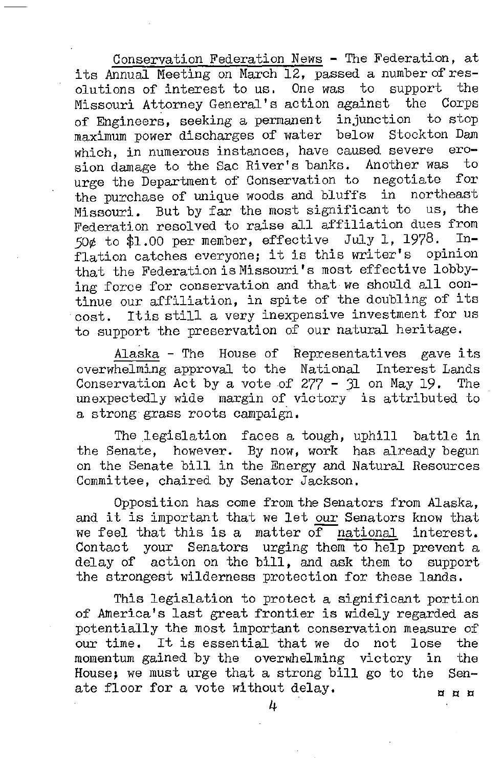<u>Conservation Federation News</u> - The Federation, at its Annual Meeting on March 12, passed a number of resolutions of interest to us. One was to support the Missouri Attorney General's action against the Corps of Engineers, seeking a permanent injunction to stop maximum power discharges of water below Stockton Dam which, in numerous instances, have caused severe erosion damage to the Sac River's banks. Another was to urge the Department of Conservation to negotiate for the purchase of unique woods and bluffs in northeast Missouri. But by far the most significant to us, the Federation resolved to raise all affiliation dues from 50¢ to $1.00 per member, effective July 1, 1978. Inflation catches everyone; it is this writer's opinion that the Federation is Missouri's most effective lobbying force for conservation and that we should all continue our affiliation, in spite of the doubling of its cost. It is still a very inexpensive investment for us to support the preservation of our natural heritage.

<u>Alaska</u> - The House of Representatives gave its overwhelming approval to the National Interest Lands Conservation Act by a vote of 277 - 31 on May 19. The unexpectedly wide margin of victory is attributed to a strong grass roots campaign.

The legislation faces a tough, uphill battle in the Senate, however. By now, work has already begun on the Senate bill in the Energy and Natural Resources Committee, chaired by Senator Jackson.

Opposition has come from the Senators from Alaska, and it is important that we let <u>our</u> Senators know that we feel that this is a matter of <u>national</u> interest. Contact your Senators urging them to help prevent a delay of action on the bill, and ask them to support the strongest wilderness protection for these lands.

This legislation to protect a significant portion of America's last great frontier is widely regarded as potentially the most important conservation measure of our time. It is essential that we do not lose the momentum gained by the overwhelming victory in the House; we must urge that a strong bill go to the Senate floor for a vote without delay.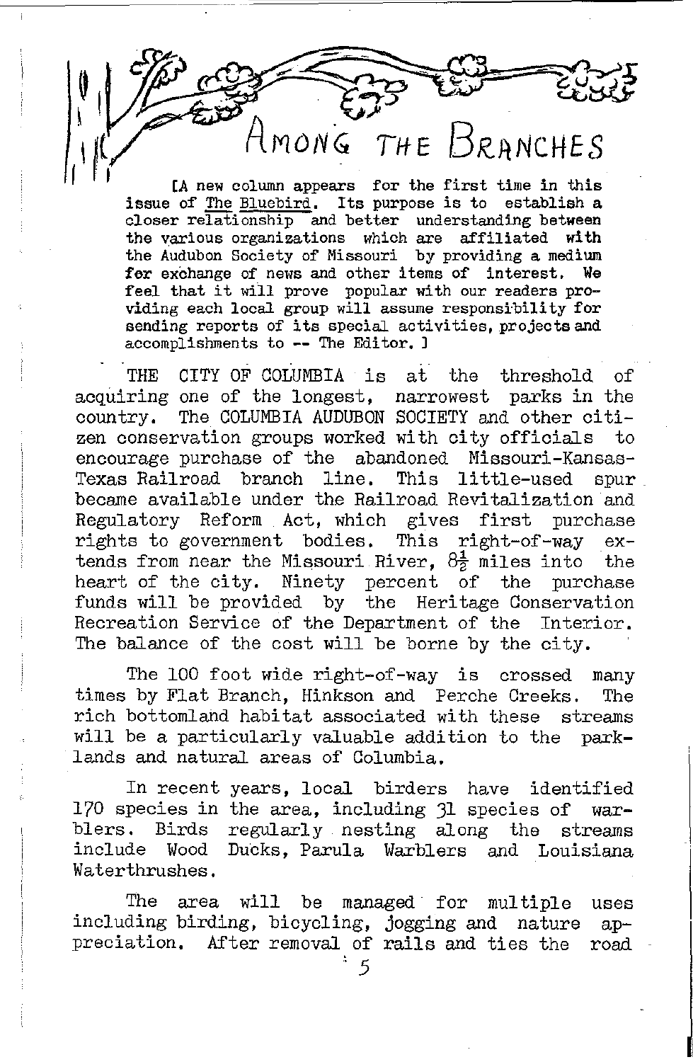# AMONG THE BRANCHES

[A new column appears for the first time in this issue of The Bluebird. Its purpose is to establish a closer relationship and better understanding between the various organizations which are affiliated with the Audubon Society of Missouri by providing a medium for exchange of news and other items of interest. We feel that it will prove popular with our readers providing each local group will assume responsibility for sending reports of its special activities, projects and accomplishments to -- The Editor.]

THE CITY OF COLUMBIA is at the threshold of acquiring one of the longest, narrowest parks in the country. The COLUMBIA AUDUBON SOCIETY and other citizen conservation groups worked with city officials to encourage purchase of the abandoned Missouri-Kansas-Texas Railroad branch line. This little-used spur became available under the Railroad Revitalization and Regulatory Reform Act, which gives first purchase rights to government bodies. This right-of-way extends from near the Missouri River, 8½ miles into the heart of the city. Ninety percent of the purchase funds will be provided by the Heritage Conservation Recreation Service of the Department of the Interior. The balance of the cost will be borne by the city.

The 100 foot wide right-of-way is crossed many times by Flat Branch, Hinkson and Perche Creeks. The rich bottomland habitat associated with these streams will be a particularly valuable addition to the parklands and natural areas of Columbia.

In recent years, local birders have identified 170 species in the area, including 31 species of warblers. Birds regularly nesting along the streams include Wood Ducks, Parula Warblers and Louisiana Waterthrushes.

The area will be managed for multiple uses including birding, bicycling, jogging and nature appreciation. After removal of rails and ties the road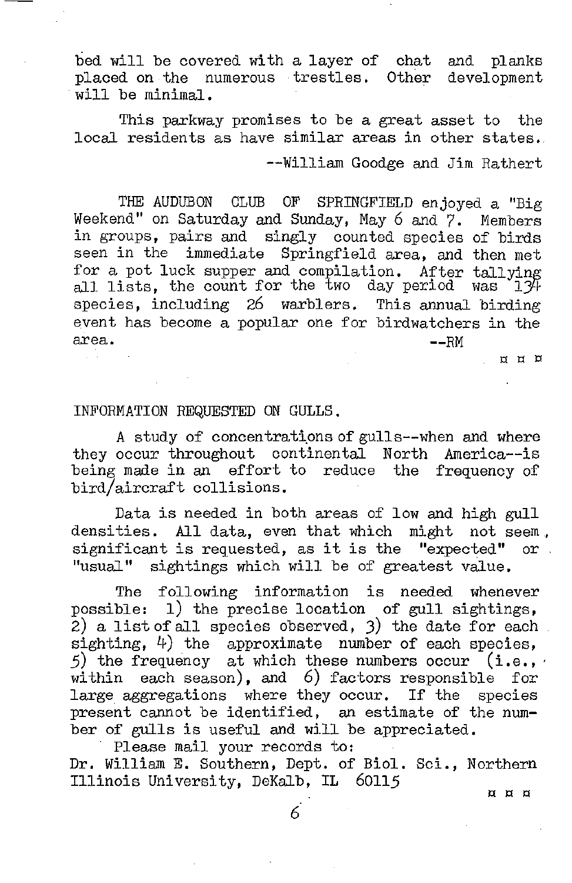bed will be covered with a layer of chat and planks placed on the numerous trestles. Other development will be minimal.

This parkway promises to be a great asset to the local residents as have similar areas in other states.

--William Goodge and Jim Rathert

THE AUDUBON CLUB OF SPRINGFIELD enjoyed a "Big Weekend" on Saturday and Sunday, May 6 and 7. Members in groups, pairs and singly counted species of birds seen in the immediate Springfield area, and then met for a pot luck supper and compilation. After tallying all lists, the count for the two day period was 134 species, including 26 warblers. This annual birding event has become a popular one for birdwatchers in the area.

--RM

¤ ¤ ¤

INFORMATION REQUESTED ON GULLS.

A study of concentrations of gulls--when and where they occur throughout continental North America--is being made in an effort to reduce the frequency of bird/aircraft collisions.

Data is needed in both areas of low and high gull densities. All data, even that which might not seem, significant is requested, as it is the "expected" or "usual" sightings which will be of greatest value.

The following information is needed whenever possible: 1) the precise location of gull sightings, 2) a list of all species observed, 3) the date for each sighting, 4) the approximate number of each species, 5) the frequency at which these numbers occur (i.e., within each season), and 6) factors responsible for large aggregations where they occur. If the species present cannot be identified, an estimate of the number of gulls is useful and will be appreciated.

Please mail your records to:
Dr. William E. Southern, Dept. of Biol. Sci., Northern Illinois University, DeKalb, IL 60115

¤ ¤ ¤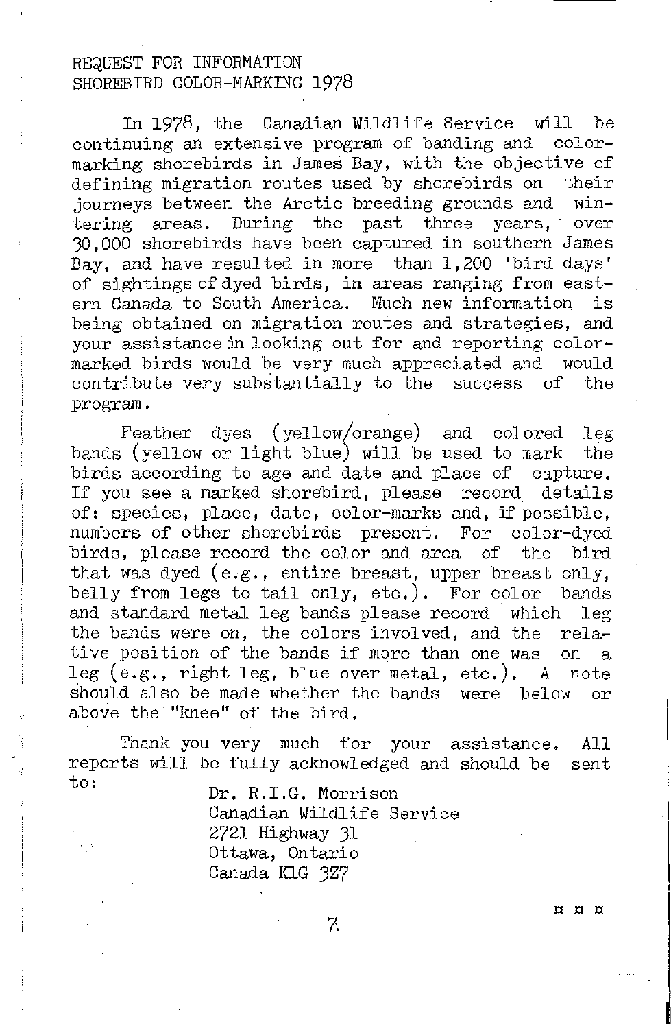## REQUEST FOR INFORMATION
## SHOREBIRD COLOR-MARKING 1978

In 1978, the Canadian Wildlife Service will be continuing an extensive program of banding and color-marking shorebirds in James Bay, with the objective of defining migration routes used by shorebirds on their journeys between the Arctic breeding grounds and wintering areas. During the past three years, over 30,000 shorebirds have been captured in southern James Bay, and have resulted in more than 1,200 'bird days' of sightings of dyed birds, in areas ranging from eastern Canada to South America. Much new information is being obtained on migration routes and strategies, and your assistance in looking out for and reporting color-marked birds would be very much appreciated and would contribute very substantially to the success of the program.

Feather dyes (yellow/orange) and colored leg bands (yellow or light blue) will be used to mark the birds according to age and date and place of capture. If you see a marked shorebird, please record details of: species, place, date, color-marks and, if possible, numbers of other shorebirds present. For color-dyed birds, please record the color and area of the bird that was dyed (e.g., entire breast, upper breast only, belly from legs to tail only, etc.). For color bands and standard metal leg bands please record which leg the bands were on, the colors involved, and the relative position of the bands if more than one was on a leg (e.g., right leg, blue over metal, etc.). A note should also be made whether the bands were below or above the "knee" of the bird.

Thank you very much for your assistance. All reports will be fully acknowledged and should be sent to:

Dr. R.I.G. Morrison
Canadian Wildlife Service
2721 Highway 31
Ottawa, Ontario
Canada K1G 3Z7

¤ ¤ ¤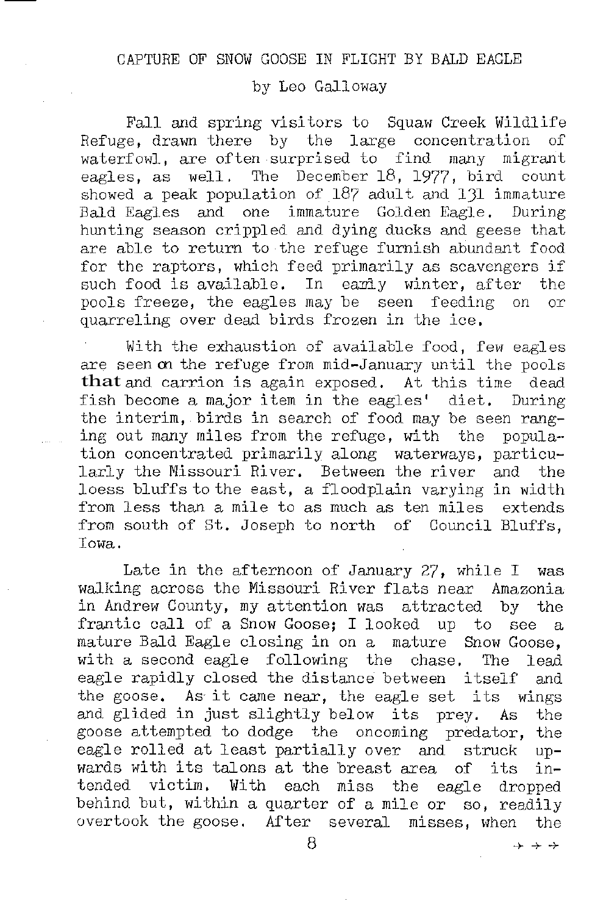## CAPTURE OF SNOW GOOSE IN FLIGHT BY BALD EAGLE

by Leo Galloway

Fall and spring visitors to Squaw Creek Wildlife Refuge, drawn there by the large concentration of waterfowl, are often surprised to find many migrant eagles, as well. The December 18, 1977, bird count showed a peak population of 187 adult and 131 immature Bald Eagles and one immature Golden Eagle. During hunting season crippled and dying ducks and geese that are able to return to the refuge furnish abundant food for the raptors, which feed primarily as scavengers if such food is available. In early winter, after the pools freeze, the eagles may be seen feeding on or quarreling over dead birds frozen in the ice.

With the exhaustion of available food, few eagles are seen on the refuge from mid-January until the pools that and carrion is again exposed. At this time dead fish become a major item in the eagles' diet. During the interim, birds in search of food may be seen ranging out many miles from the refuge, with the population concentrated primarily along waterways, particularly the Missouri River. Between the river and the loess bluffs to the east, a floodplain varying in width from less than a mile to as much as ten miles extends from south of St. Joseph to north of Council Bluffs, Iowa.

Late in the afternoon of January 27, while I was walking across the Missouri River flats near Amazonia in Andrew County, my attention was attracted by the frantic call of a Snow Goose; I looked up to see a mature Bald Eagle closing in on a mature Snow Goose, with a second eagle following the chase. The lead eagle rapidly closed the distance between itself and the goose. As it came near, the eagle set its wings and glided in just slightly below its prey. As the goose attempted to dodge the oncoming predator, the eagle rolled at least partially over and struck upwards with its talons at the breast area of its intended victim. With each miss the eagle dropped behind but, within a quarter of a mile or so, readily overtook the goose. After several misses, when the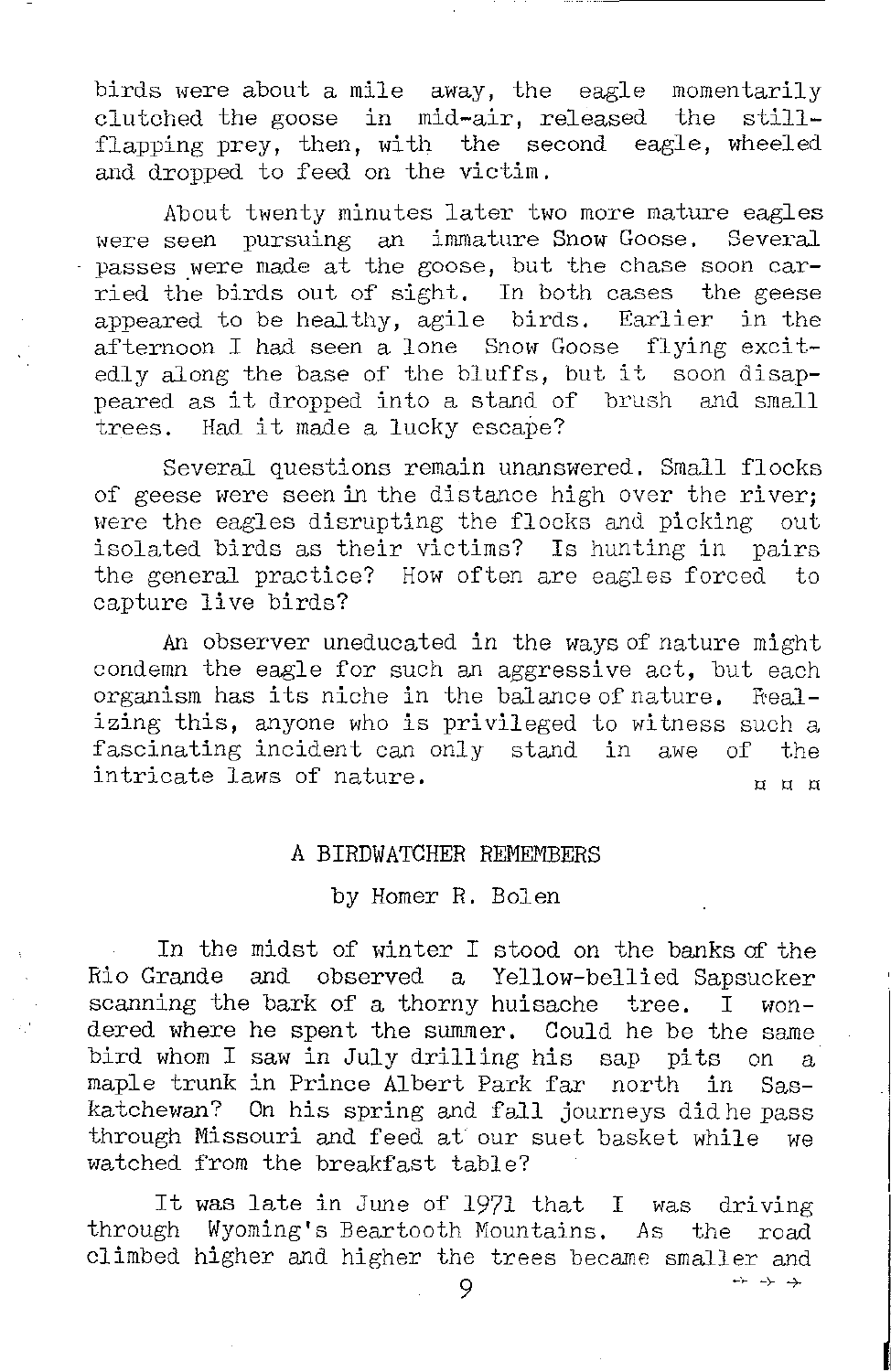birds were about a mile away, the eagle momentarily clutched the goose in mid-air, released the still-flapping prey, then, with the second eagle, wheeled and dropped to feed on the victim.

About twenty minutes later two more mature eagles were seen pursuing an immature Snow Goose. Several passes were made at the goose, but the chase soon carried the birds out of sight. In both cases the geese appeared to be healthy, agile birds. Earlier in the afternoon I had seen a lone Snow Goose flying excitedly along the base of the bluffs, but it soon disappeared as it dropped into a stand of brush and small trees. Had it made a lucky escape?

Several questions remain unanswered. Small flocks of geese were seen in the distance high over the river; were the eagles disrupting the flocks and picking out isolated birds as their victims? Is hunting in pairs the general practice? How often are eagles forced to capture live birds?

An observer uneducated in the ways of nature might condemn the eagle for such an aggressive act, but each organism has its niche in the balance of nature. Realizing this, anyone who is privileged to witness such a fascinating incident can only stand in awe of the intricate laws of nature.

## A BIRDWATCHER REMEMBERS

by Homer R. Bolen

In the midst of winter I stood on the banks of the Rio Grande and observed a Yellow-bellied Sapsucker scanning the bark of a thorny huisache tree. I wondered where he spent the summer. Could he be the same bird whom I saw in July drilling his sap pits on a maple trunk in Prince Albert Park far north in Saskatchewan? On his spring and fall journeys did he pass through Missouri and feed at our suet basket while we watched from the breakfast table?

It was late in June of 1971 that I was driving through Wyoming's Beartooth Mountains. As the road climbed higher and higher the trees became smaller and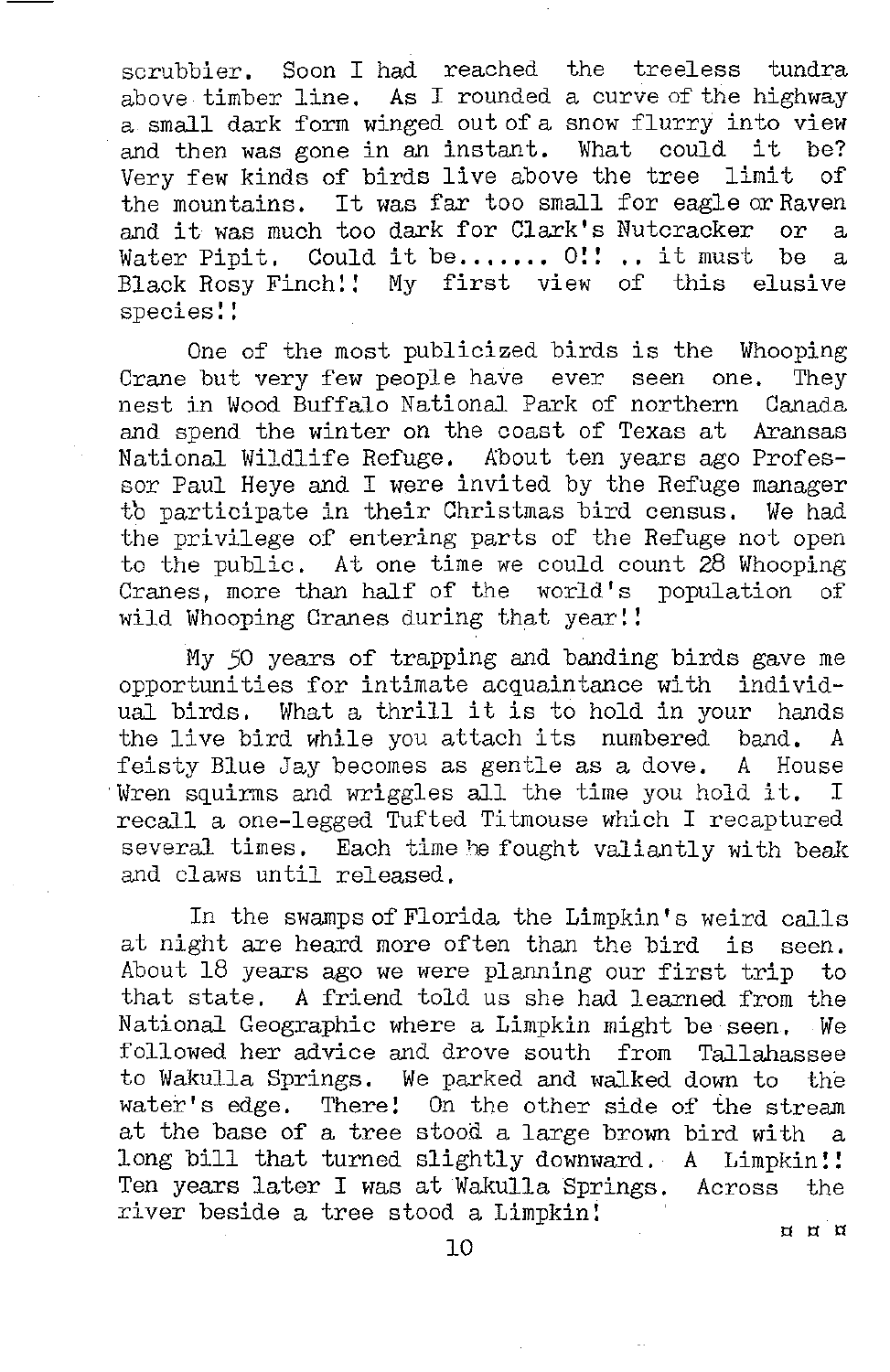scrubbier. Soon I had reached the treeless tundra above timber line. As I rounded a curve of the highway a small dark form winged out of a snow flurry into view and then was gone in an instant. What could it be? Very few kinds of birds live above the tree limit of the mountains. It was far too small for eagle or Raven and it was much too dark for Clark's Nutcracker or a Water Pipit. Could it be....... O!! .. it must be a Black Rosy Finch!! My first view of this elusive species!!

One of the most publicized birds is the Whooping Crane but very few people have ever seen one. They nest in Wood Buffalo National Park of northern Canada and spend the winter on the coast of Texas at Aransas National Wildlife Refuge. About ten years ago Professor Paul Heye and I were invited by the Refuge manager to participate in their Christmas bird census. We had the privilege of entering parts of the Refuge not open to the public. At one time we could count 28 Whooping Cranes, more than half of the world's population of wild Whooping Cranes during that year!!

My 50 years of trapping and banding birds gave me opportunities for intimate acquaintance with individual birds. What a thrill it is to hold in your hands the live bird while you attach its numbered band. A feisty Blue Jay becomes as gentle as a dove. A House Wren squirms and wriggles all the time you hold it. I recall a one-legged Tufted Titmouse which I recaptured several times. Each time he fought valiantly with beak and claws until released.

In the swamps of Florida the Limpkin's weird calls at night are heard more often than the bird is seen. About 18 years ago we were planning our first trip to that state. A friend told us she had learned from the National Geographic where a Limpkin might be seen. We followed her advice and drove south from Tallahassee to Wakulla Springs. We parked and walked down to the water's edge. There! On the other side of the stream at the base of a tree stood a large brown bird with a long bill that turned slightly downward. A Limpkin!! Ten years later I was at Wakulla Springs. Across the river beside a tree stood a Limpkin!

¤ ¤ ¤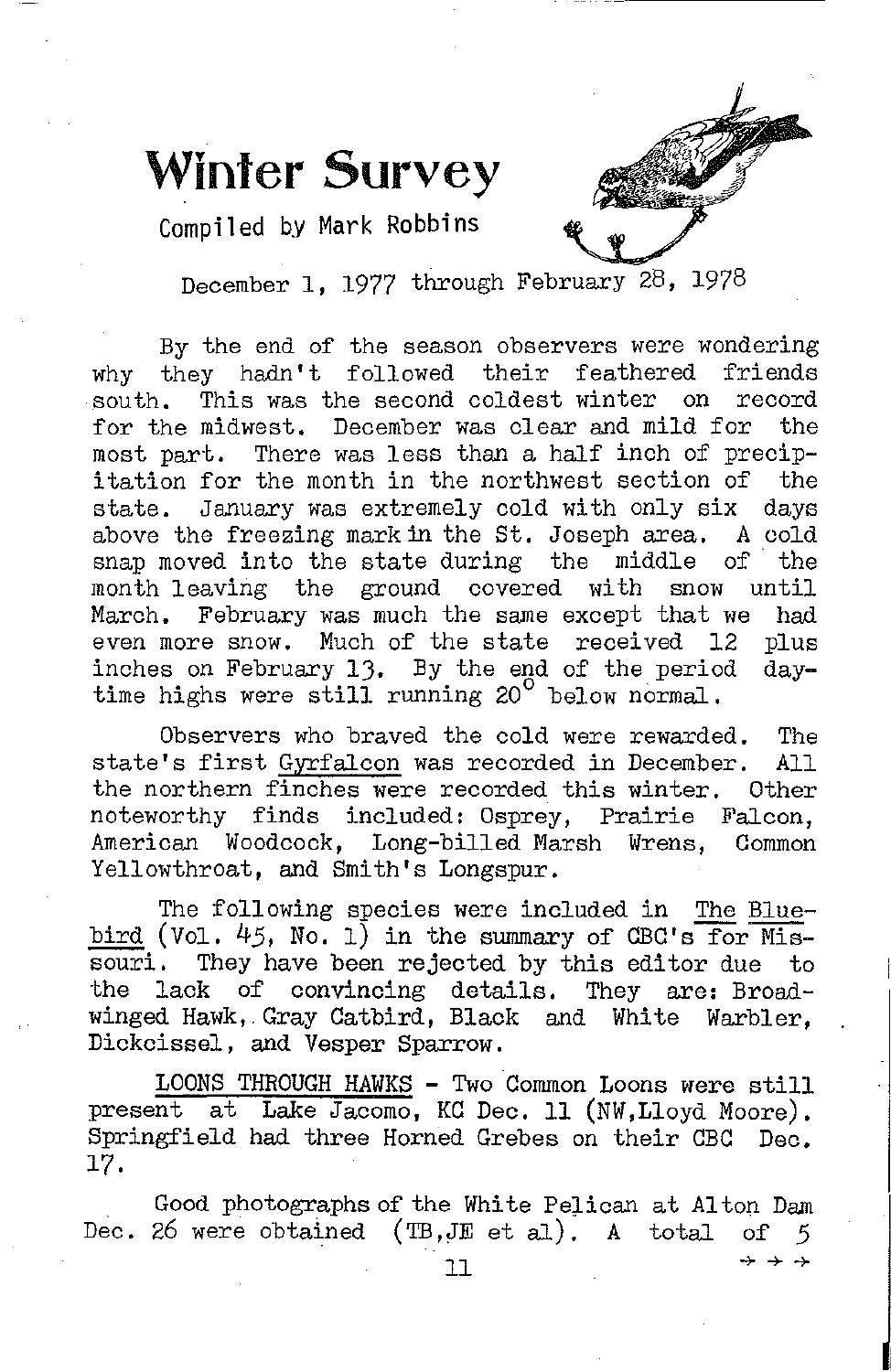# Winter Survey

Compiled by Mark Robbins

December 1, 1977 through February 28, 1978

By the end of the season observers were wondering why they hadn't followed their feathered friends south. This was the second coldest winter on record for the midwest. December was clear and mild for the most part. There was less than a half inch of precipitation for the month in the northwest section of the state. January was extremely cold with only six days above the freezing mark in the St. Joseph area. A cold snap moved into the state during the middle of the month leaving the ground covered with snow until March. February was much the same except that we had even more snow. Much of the state received 12 plus inches on February 13. By the end of the period daytime highs were still running 20° below normal.

Observers who braved the cold were rewarded. The state's first Gyrfalcon was recorded in December. All the northern finches were recorded this winter. Other noteworthy finds included: Osprey, Prairie Falcon, American Woodcock, Long-billed Marsh Wrens, Common Yellowthroat, and Smith's Longspur.

The following species were included in The Bluebird (Vol. 45, No. 1) in the summary of CBC's for Missouri. They have been rejected by this editor due to the lack of convincing details. They are: Broad-winged Hawk, Gray Catbird, Black and White Warbler, Dickcissel, and Vesper Sparrow.

LOONS THROUGH HAWKS - Two Common Loons were still present at Lake Jacomo, KC Dec. 11 (NW, Lloyd Moore). Springfield had three Horned Grebes on their CBC Dec. 17.

Good photographs of the White Pelican at Alton Dam Dec. 26 were obtained (TB, JE et al). A total of 5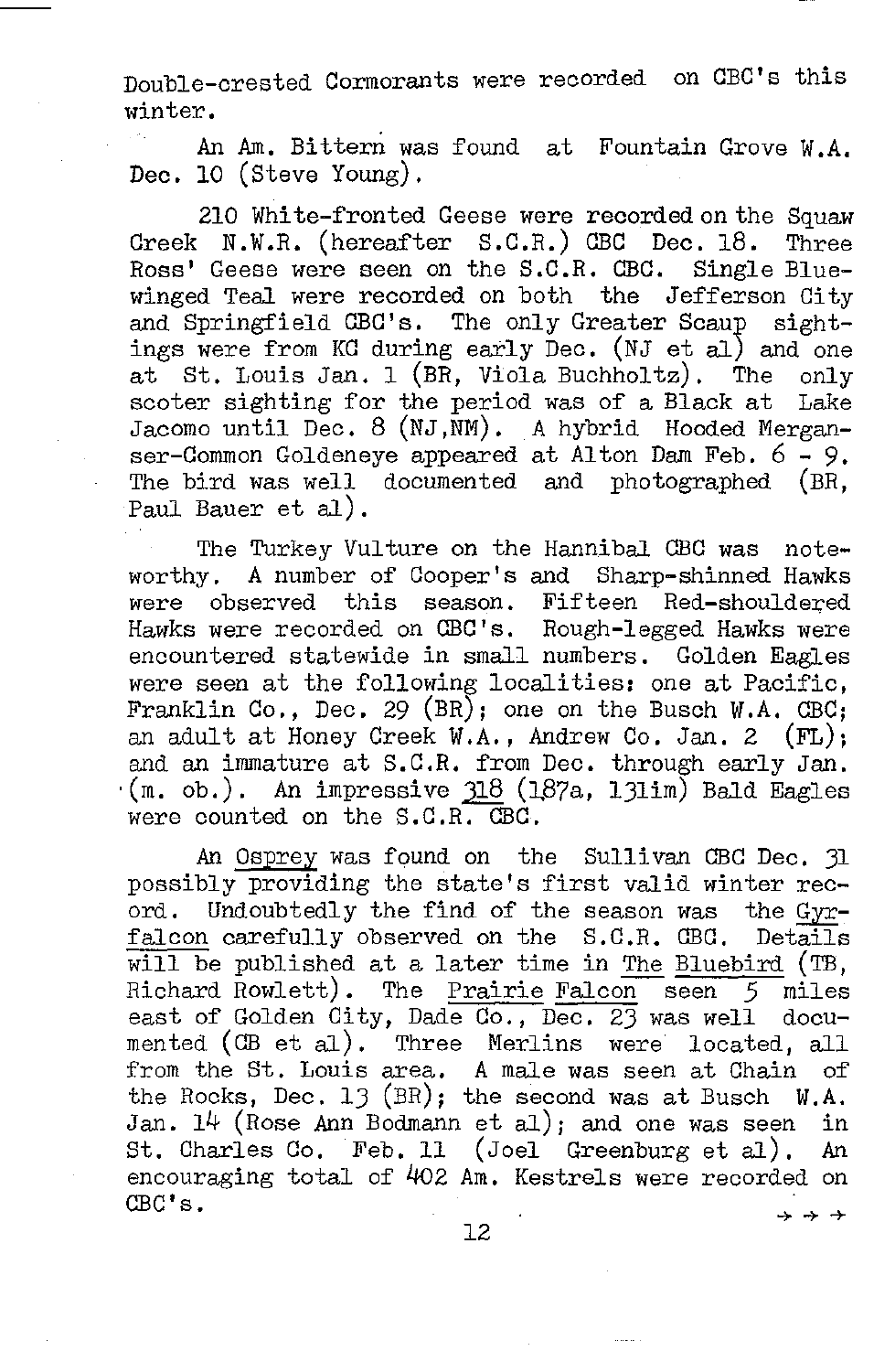Double-crested Cormorants were recorded on CBC's this winter.

An Am. Bittern was found at Fountain Grove W.A. Dec. 10 (Steve Young).

210 White-fronted Geese were recorded on the Squaw Creek N.W.R. (hereafter S.C.R.) CBC Dec. 18. Three Ross' Geese were seen on the S.C.R. CBC. Single Blue-winged Teal were recorded on both the Jefferson City and Springfield CBC's. The only Greater Scaup sightings were from KC during early Dec. (NJ et al) and one at St. Louis Jan. 1 (BR, Viola Buchholtz). The only scoter sighting for the period was of a Black at Lake Jacomo until Dec. 8 (NJ,NM). A hybrid Hooded Merganser-Common Goldeneye appeared at Alton Dam Feb. 6 - 9. The bird was well documented and photographed (BR, Paul Bauer et al).

The Turkey Vulture on the Hannibal CBC was noteworthy. A number of Cooper's and Sharp-shinned Hawks were observed this season. Fifteen Red-shouldered Hawks were recorded on CBC's. Rough-legged Hawks were encountered statewide in small numbers. Golden Eagles were seen at the following localities: one at Pacific, Franklin Co., Dec. 29 (BR); one on the Busch W.A. CBC; an adult at Honey Creek W.A., Andrew Co. Jan. 2 (FL); and an immature at S.C.R. from Dec. through early Jan. (m. ob.). An impressive <u>318</u> (187a, 131im) Bald Eagles were counted on the S.C.R. CBC.

An <u>Osprey</u> was found on the Sullivan CBC Dec. 31 possibly providing the state's first valid winter record. Undoubtedly the find of the season was the <u>Gyrfalcon</u> carefully observed on the S.C.R. CBC. Details will be published at a later time in <u>The Bluebird</u> (TB, Richard Rowlett). The <u>Prairie Falcon</u> seen 5 miles east of Golden City, Dade Co., Dec. 23 was well documented (CB et al). Three Merlins were located, all from the St. Louis area. A male was seen at Chain of the Rocks, Dec. 13 (BR); the second was at Busch W.A. Jan. 14 (Rose Ann Bodmann et al); and one was seen in St. Charles Co. Feb. 11 (Joel Greenburg et al). An encouraging total of 402 Am. Kestrels were recorded on CBC's.

→ → →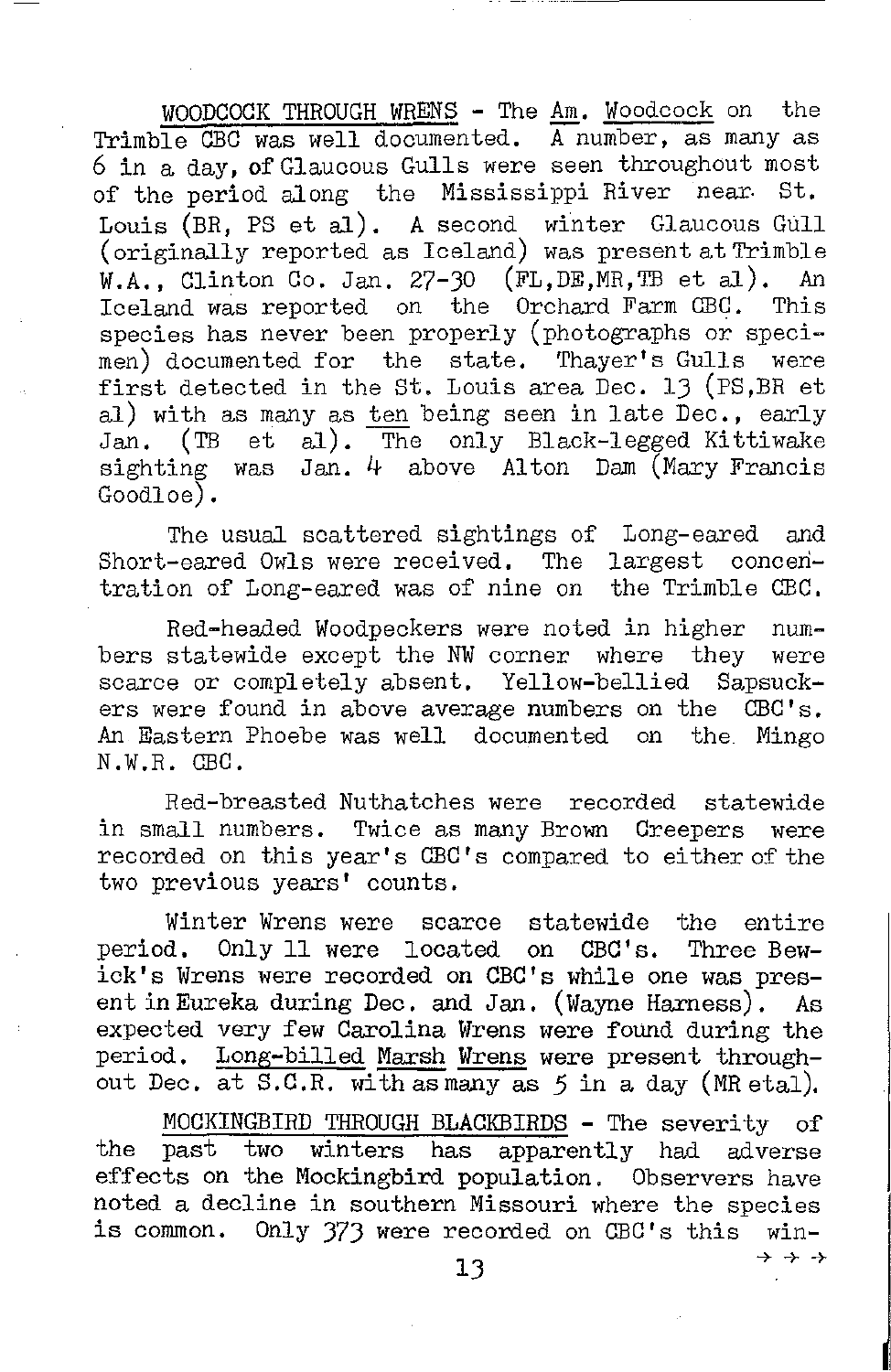WOODCOCK THROUGH WRENS - The Am. Woodcock on the Trimble CBC was well documented. A number, as many as 6 in a day, of Glaucous Gulls were seen throughout most of the period along the Mississippi River near St. Louis (BR, PS et al). A second winter Glaucous Gull (originally reported as Iceland) was present at Trimble W.A., Clinton Co. Jan. 27-30 (FL,DE,MR,TB et al). An Iceland was reported on the Orchard Farm CBC. This species has never been properly (photographs or specimen) documented for the state. Thayer's Gulls were first detected in the St. Louis area Dec. 13 (PS,BR et al) with as many as ten being seen in late Dec., early Jan. (TB et al). The only Black-legged Kittiwake sighting was Jan. 4 above Alton Dam (Mary Francis Goodloe).

The usual scattered sightings of Long-eared and Short-eared Owls were received. The largest concentration of Long-eared was of nine on the Trimble CBC.

Red-headed Woodpeckers were noted in higher numbers statewide except the NW corner where they were scarce or completely absent. Yellow-bellied Sapsuckers were found in above average numbers on the CBC's. An Eastern Phoebe was well documented on the Mingo N.W.R. CBC.

Red-breasted Nuthatches were recorded statewide in small numbers. Twice as many Brown Creepers were recorded on this year's CBC's compared to either of the two previous years' counts.

Winter Wrens were scarce statewide the entire period. Only 11 were located on CBC's. Three Bewick's Wrens were recorded on CBC's while one was present in Eureka during Dec. and Jan. (Wayne Harness). As expected very few Carolina Wrens were found during the period. Long-billed Marsh Wrens were present throughout Dec. at S.C.R. with as many as 5 in a day (MR et al).

MOCKINGBIRD THROUGH BLACKBIRDS - The severity of the past two winters has apparently had adverse effects on the Mockingbird population. Observers have noted a decline in southern Missouri where the species is common. Only 373 were recorded on CBC's this win-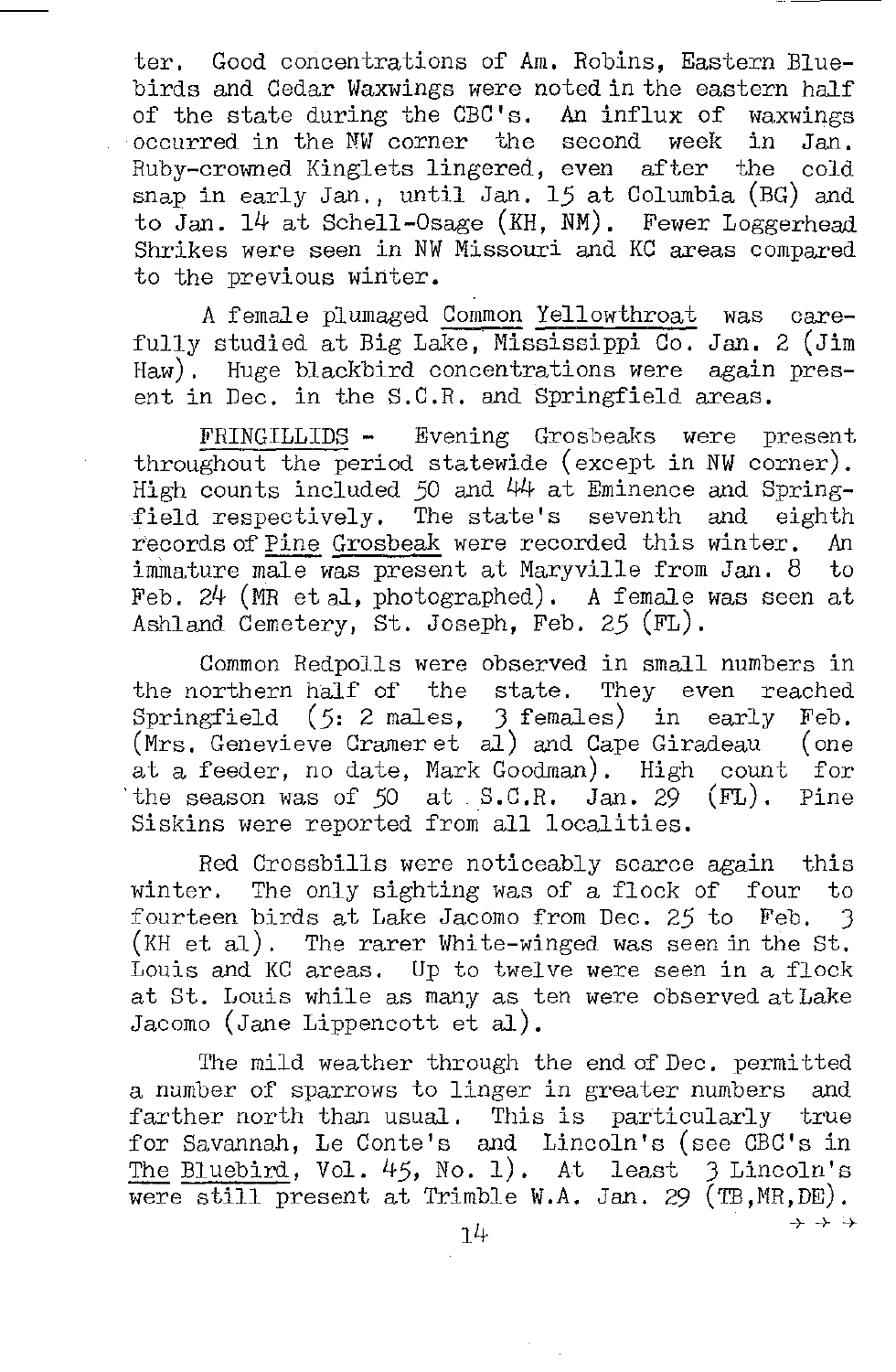ter. Good concentrations of Am. Robins, Eastern Bluebirds and Cedar Waxwings were noted in the eastern half of the state during the CBC's. An influx of waxwings occurred in the NW corner the second week in Jan. Ruby-crowned Kinglets lingered, even after the cold snap in early Jan., until Jan. 15 at Columbia (BG) and to Jan. 14 at Schell-Osage (KH, NM). Fewer Loggerhead Shrikes were seen in NW Missouri and KC areas compared to the previous winter.

A female plumaged Common Yellowthroat was carefully studied at Big Lake, Mississippi Co. Jan. 2 (Jim Haw). Huge blackbird concentrations were again present in Dec. in the S.C.R. and Springfield areas.

FRINGILLIDS - Evening Grosbeaks were present throughout the period statewide (except in NW corner). High counts included 50 and 44 at Eminence and Springfield respectively. The state's seventh and eighth records of Pine Grosbeak were recorded this winter. An immature male was present at Maryville from Jan. 8 to Feb. 24 (MR et al, photographed). A female was seen at Ashland Cemetery, St. Joseph, Feb. 25 (FL).

Common Redpolls were observed in small numbers in the northern half of the state. They even reached Springfield (5: 2 males, 3 females) in early Feb. (Mrs. Genevieve Cramer et al) and Cape Giradeau (one at a feeder, no date, Mark Goodman). High count for the season was of 50 at S.C.R. Jan. 29 (FL). Pine Siskins were reported from all localities.

Red Crossbills were noticeably scarce again this winter. The only sighting was of a flock of four to fourteen birds at Lake Jacomo from Dec. 25 to Feb. 3 (KH et al). The rarer White-winged was seen in the St. Louis and KC areas. Up to twelve were seen in a flock at St. Louis while as many as ten were observed at Lake Jacomo (Jane Lippencott et al).

The mild weather through the end of Dec. permitted a number of sparrows to linger in greater numbers and farther north than usual. This is particularly true for Savannah, Le Conte's and Lincoln's (see CBC's in The Bluebird, Vol. 45, No. 1). At least 3 Lincoln's were still present at Trimble W.A. Jan. 29 (TB,MR,DE).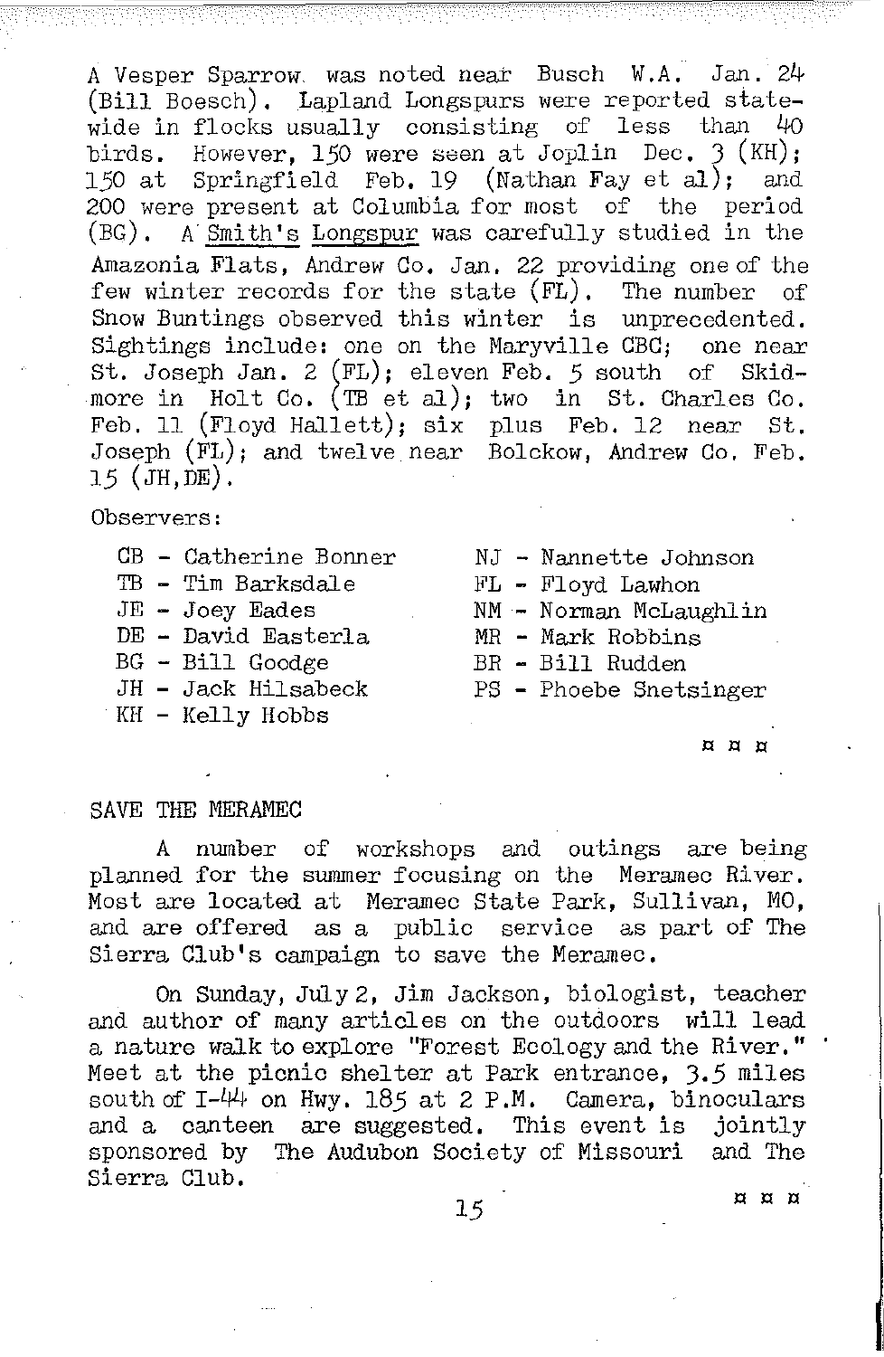A Vesper Sparrow was noted near Busch W.A. Jan. 24 (Bill Boesch). Lapland Longspurs were reported statewide in flocks usually consisting of less than 40 birds. However, 150 were seen at Joplin Dec. 3 (KH); 150 at Springfield Feb. 19 (Nathan Fay et al); and 200 were present at Columbia for most of the period (BG). A Smith's Longspur was carefully studied in the Amazonia Flats, Andrew Co. Jan. 22 providing one of the few winter records for the state (FL). The number of Snow Buntings observed this winter is unprecedented. Sightings include: one on the Maryville CBC; one near St. Joseph Jan. 2 (FL); eleven Feb. 5 south of Skidmore in Holt Co. (TB et al); two in St. Charles Co. Feb. 11 (Floyd Hallett); six plus Feb. 12 near St. Joseph (FL); and twelve near Bolckow, Andrew Co. Feb. 15 (JH, DE).

Observers:

- CB - Catherine Bonner
- TB - Tim Barksdale
- JE - Joey Eades
- DE - David Easterla
- BG - Bill Goodge
- JH - Jack Hilsabeck
- KH - Kelly Hobbs
- NJ - Nannette Johnson
- FL - Floyd Lawhon
- NM - Norman McLaughlin
- MR - Mark Robbins
- BR - Bill Rudden
- PS - Phoebe Snetsinger

¤ ¤ ¤

SAVE THE MERAMEC

A number of workshops and outings are being planned for the summer focusing on the Meramec River. Most are located at Meramec State Park, Sullivan, MO, and are offered as a public service as part of The Sierra Club's campaign to save the Meramec.

On Sunday, July 2, Jim Jackson, biologist, teacher and author of many articles on the outdoors will lead a nature walk to explore "Forest Ecology and the River." Meet at the picnic shelter at Park entrance, 3.5 miles south of I-44 on Hwy. 185 at 2 P.M. Camera, binoculars and a canteen are suggested. This event is jointly sponsored by The Audubon Society of Missouri and The Sierra Club.

¤ ¤ ¤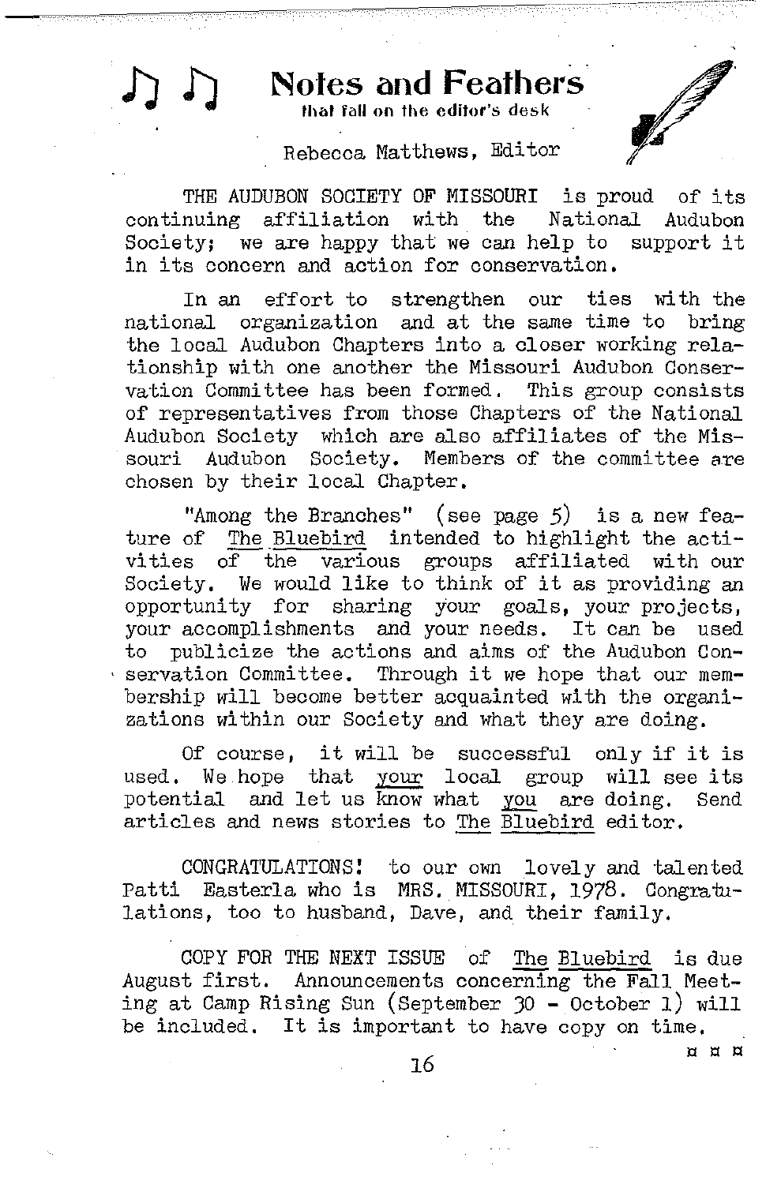## Notes and Feathers

that fall on the editor's desk

Rebecca Matthews, Editor

THE AUDUBON SOCIETY OF MISSOURI is proud of its continuing affiliation with the National Audubon Society; we are happy that we can help to support it in its concern and action for conservation.

In an effort to strengthen our ties with the national organization and at the same time to bring the local Audubon Chapters into a closer working relationship with one another the Missouri Audubon Conservation Committee has been formed. This group consists of representatives from those Chapters of the National Audubon Society which are also affiliates of the Missouri Audubon Society. Members of the committee are chosen by their local Chapter.

"Among the Branches" (see page 5) is a new feature of *The Bluebird* intended to highlight the activities of the various groups affiliated with our Society. We would like to think of it as providing an opportunity for sharing your goals, your projects, your accomplishments and your needs. It can be used to publicize the actions and aims of the Audubon Conservation Committee. Through it we hope that our membership will become better acquainted with the organizations within our Society and what they are doing.

Of course, it will be successful only if it is used. We hope that *your* local group will see its potential and let us know what *you* are doing. Send articles and news stories to *The Bluebird* editor.

CONGRATULATIONS! to our own lovely and talented Patti Easterla who is MRS. MISSOURI, 1978. Congratulations, too to husband, Dave, and their family.

COPY FOR THE NEXT ISSUE of *The Bluebird* is due August first. Announcements concerning the Fall Meeting at Camp Rising Sun (September 30 - October 1) will be included. It is important to have copy on time.

¤ ¤ ¤